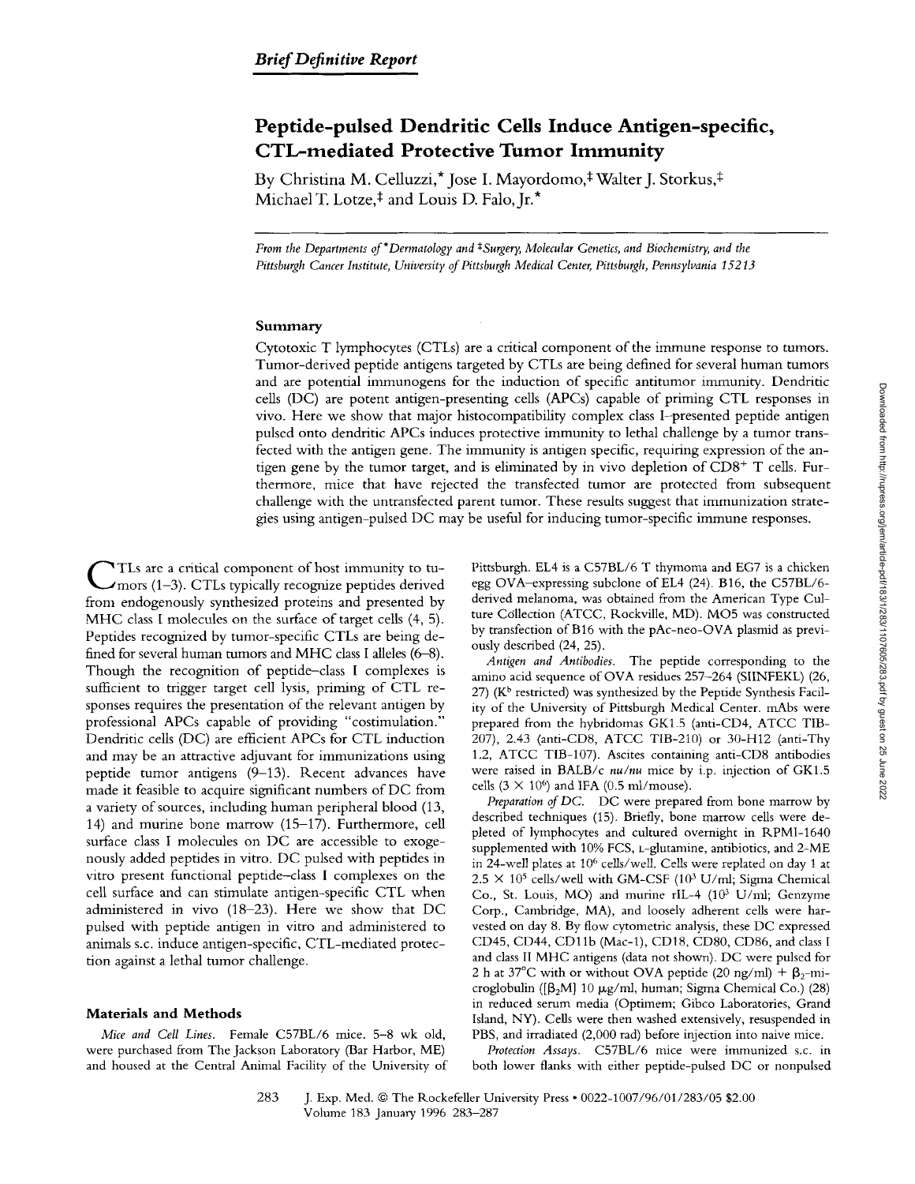*Brief Definitive Report*

# Peptide-pulsed Dendritic Cells Induce Antigen-specific, CTL-mediated Protective Tumor Immunity

By Christina M. Celluzzi,* Jose I. Mayordomo,‡ Walter J. Storkus,‡ Michael T. Lotze,‡ and Louis D. Falo, Jr.*

*From the Departments of *Dermatology and ‡Surgery, Molecular Genetics, and Biochemistry, and the Pittsburgh Cancer Institute, University of Pittsburgh Medical Center, Pittsburgh, Pennsylvania 15213*

## Summary

Cytotoxic T lymphocytes (CTLs) are a critical component of the immune response to tumors. Tumor-derived peptide antigens targeted by CTLs are being defined for several human tumors and are potential immunogens for the induction of specific antitumor immunity. Dendritic cells (DC) are potent antigen-presenting cells (APCs) capable of priming CTL responses in vivo. Here we show that major histocompatibility complex class I–presented peptide antigen pulsed onto dendritic APCs induces protective immunity to lethal challenge by a tumor transfected with the antigen gene. The immunity is antigen specific, requiring expression of the antigen gene by the tumor target, and is eliminated by in vivo depletion of $CD8^+$ T cells. Furthermore, mice that have rejected the transfected tumor are protected from subsequent challenge with the untransfected parent tumor. These results suggest that immunization strategies using antigen-pulsed DC may be useful for inducing tumor-specific immune responses.

CTLs are a critical component of host immunity to tumors (1–3). CTLs typically recognize peptides derived from endogenously synthesized proteins and presented by MHC class I molecules on the surface of target cells (4, 5). Peptides recognized by tumor-specific CTLs are being defined for several human tumors and MHC class I alleles (6–8). Though the recognition of peptide–class I complexes is sufficient to trigger target cell lysis, priming of CTL responses requires the presentation of the relevant antigen by professional APCs capable of providing "costimulation." Dendritic cells (DC) are efficient APCs for CTL induction and may be an attractive adjuvant for immunizations using peptide tumor antigens (9–13). Recent advances have made it feasible to acquire significant numbers of DC from a variety of sources, including human peripheral blood (13, 14) and murine bone marrow (15–17). Furthermore, cell surface class I molecules on DC are accessible to exogenously added peptides in vitro. DC pulsed with peptides in vitro present functional peptide–class I complexes on the cell surface and can stimulate antigen-specific CTL when administered in vivo (18–23). Here we show that DC pulsed with peptide antigen in vitro and administered to animals s.c. induce antigen-specific, CTL-mediated protection against a lethal tumor challenge.

## Materials and Methods

*Mice and Cell Lines.* Female C57BL/6 mice, 5–8 wk old, were purchased from The Jackson Laboratory (Bar Harbor, ME) and housed at the Central Animal Facility of the University of Pittsburgh. EL4 is a C57BL/6 T thymoma and EG7 is a chicken egg OVA-expressing subclone of EL4 (24). B16, the C57BL/6-derived melanoma, was obtained from the American Type Culture Collection (ATCC, Rockville, MD). MO5 was constructed by transfection of B16 with the pAc-neo-OVA plasmid as previously described (24, 25).

*Antigen and Antibodies.* The peptide corresponding to the amino acid sequence of OVA residues 257–264 (SIINFEKL) (26, 27) ($K^b$ restricted) was synthesized by the Peptide Synthesis Facility of the University of Pittsburgh Medical Center. mAbs were prepared from the hybridomas GK1.5 (anti-CD4, ATCC TIB-207), 2.43 (anti-CD8, ATCC TIB-210) or 30-H12 (anti-Thy 1.2, ATCC TIB-107). Ascites containing anti-CD8 antibodies were raised in BALB/c *nu/nu* mice by i.p. injection of GK1.5 cells ($3 \times 10^6$) and IFA (0.5 ml/mouse).

*Preparation of DC.* DC were prepared from bone marrow by described techniques (15). Briefly, bone marrow cells were depleted of lymphocytes and cultured overnight in RPMI-1640 supplemented with 10% FCS, L-glutamine, antibiotics, and 2-ME in 24-well plates at $10^6$ cells/well. Cells were replated on day 1 at $2.5 \times 10^5$ cells/well with GM-CSF ($10^3$ U/ml; Sigma Chemical Co., St. Louis, MO) and murine rIL-4 ($10^3$ U/ml; Genzyme Corp., Cambridge, MA), and loosely adherent cells were harvested on day 8. By flow cytometric analysis, these DC expressed CD45, CD44, CD11b (Mac-1), CD18, CD80, CD86, and class I and class II MHC antigens (data not shown). DC were pulsed for 2 h at 37°C with or without OVA peptide (20 ng/ml) + $\beta_2$-microglobulin ([$\beta_2$M] 10 μg/ml, human; Sigma Chemical Co.) (28) in reduced serum media (Optimem; Gibco Laboratories, Grand Island, NY). Cells were then washed extensively, resuspended in PBS, and irradiated (2,000 rad) before injection into naive mice.

*Protection Assays.* C57BL/6 mice were immunized s.c. in both lower flanks with either peptide-pulsed DC or nonpulsed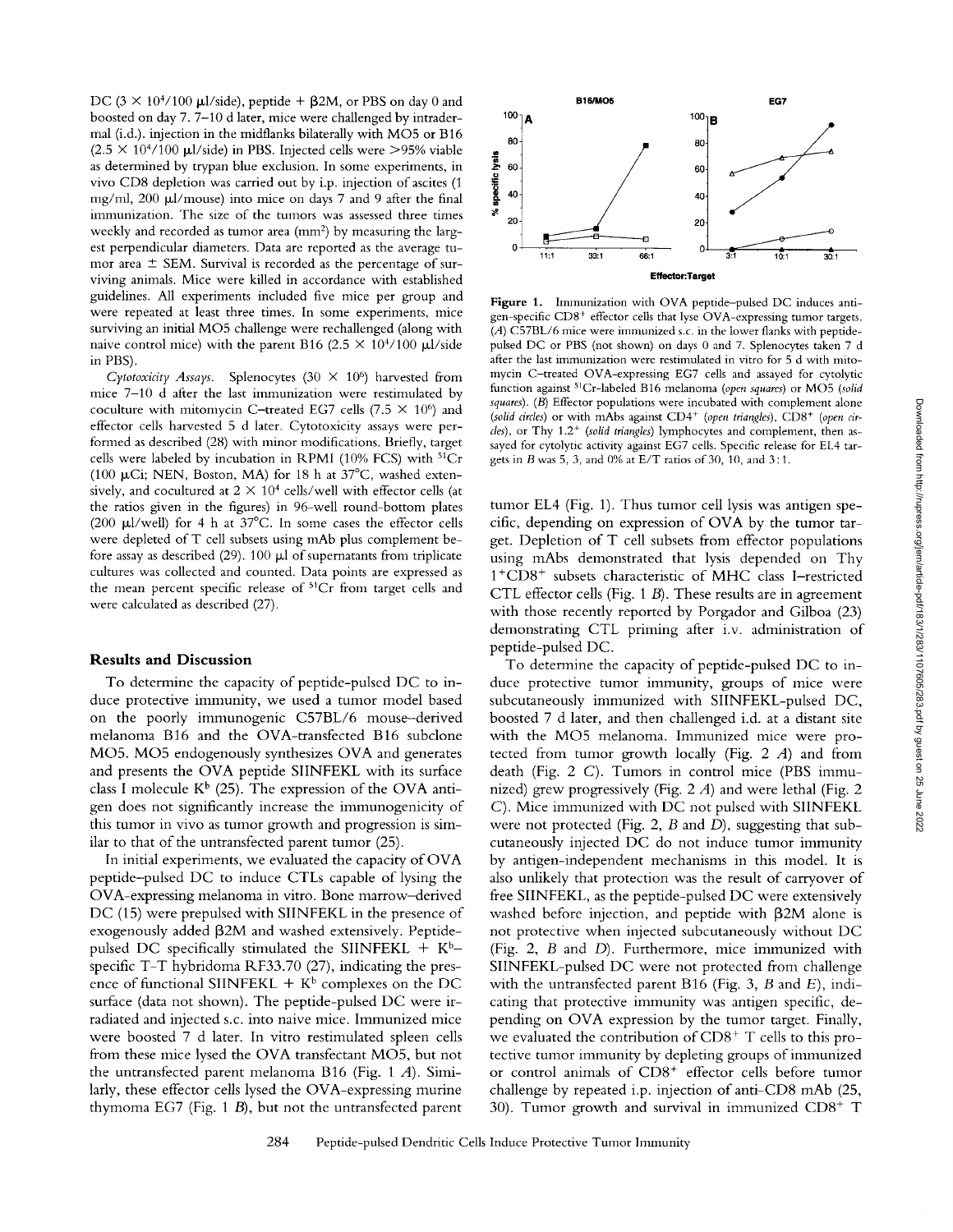DC ($3 \times 10^4$/100 μl/side), peptide + β2M, or PBS on day 0 and boosted on day 7. 7–10 d later, mice were challenged by intradermal (i.d.). injection in the midflanks bilaterally with MO5 or B16 ($2.5 \times 10^4$/100 μl/side) in PBS. Injected cells were >95% viable as determined by trypan blue exclusion. In some experiments, in vivo CD8 depletion was carried out by i.p. injection of ascites (1 mg/ml, 200 μl/mouse) into mice on days 7 and 9 after the final immunization. The size of the tumors was assessed three times weekly and recorded as tumor area ($mm^2$) by measuring the largest perpendicular diameters. Data are reported as the average tumor area ± SEM. Survival is recorded as the percentage of surviving animals. Mice were killed in accordance with established guidelines. All experiments included five mice per group and were repeated at least three times. In some experiments, mice surviving an initial MO5 challenge were rechallenged (along with naive control mice) with the parent B16 ($2.5 \times 10^4$/100 μl/side in PBS).

*Cytotoxicity Assays.* Splenocytes ($30 \times 10^6$) harvested from mice 7–10 d after the last immunization were restimulated by coculture with mitomycin C–treated EG7 cells ($7.5 \times 10^6$) and effector cells harvested 5 d later. Cytotoxicity assays were performed as described (28) with minor modifications. Briefly, target cells were labeled by incubation in RPMI (10% FCS) with $^{51}Cr$ (100 μCi; NEN, Boston, MA) for 18 h at 37°C, washed extensively, and cocultured at $2 \times 10^4$ cells/well with effector cells (at the ratios given in the figures) in 96-well round-bottom plates (200 μl/well) for 4 h at 37°C. In some cases the effector cells were depleted of T cell subsets using mAb plus complement before assay as described (29). 100 μl of supernatants from triplicate cultures was collected and counted. Data points are expressed as the mean percent specific release of $^{51}Cr$ from target cells and were calculated as described (27).

## Results and Discussion

To determine the capacity of peptide-pulsed DC to induce protective immunity, we used a tumor model based on the poorly immunogenic C57BL/6 mouse–derived melanoma B16 and the OVA-transfected B16 subclone MO5. MO5 endogenously synthesizes OVA and generates and presents the OVA peptide SIINFEKL with its surface class I molecule $K^b$ (25). The expression of the OVA antigen does not significantly increase the immunogenicity of this tumor in vivo as tumor growth and progression is similar to that of the untransfected parent tumor (25).

In initial experiments, we evaluated the capacity of OVA peptide–pulsed DC to induce CTLs capable of lysing the OVA-expressing melanoma in vitro. Bone marrow–derived DC (15) were prepulsed with SIINFEKL in the presence of exogenously added β2M and washed extensively. Peptide-pulsed DC specifically stimulated the SIINFEKL + $K^b$–specific T-T hybridoma RF33.70 (27), indicating the presence of functional SIINFEKL + $K^b$ complexes on the DC surface (data not shown). The peptide-pulsed DC were irradiated and injected s.c. into naive mice. Immunized mice were boosted 7 d later. In vitro restimulated spleen cells from these mice lysed the OVA transfectant MO5, but not the untransfected parent melanoma B16 (Fig. 1 *A*). Similarly, these effector cells lysed the OVA-expressing murine thymoma EG7 (Fig. 1 *B*), but not the untransfected parent tumor EL4 (Fig. 1). Thus tumor cell lysis was antigen specific, depending on expression of OVA by the tumor target. Depletion of T cell subsets from effector populations using mAbs demonstrated that lysis depended on Thy $1^+CD8^+$ subsets characteristic of MHC class I–restricted CTL effector cells (Fig. 1 *B*). These results are in agreement with those recently reported by Porgador and Gilboa (23) demonstrating CTL priming after i.v. administration of peptide-pulsed DC.

**Figure 1.** Immunization with OVA peptide–pulsed DC induces antigen-specific $CD8^+$ effector cells that lyse OVA-expressing tumor targets. (*A*) C57BL/6 mice were immunized s.c. in the lower flanks with peptide-pulsed DC or PBS (not shown) on days 0 and 7. Splenocytes taken 7 d after the last immunization were restimulated in vitro for 5 d with mitomycin C–treated OVA-expressing EG7 cells and assayed for cytolytic function against $^{51}Cr$-labeled B16 melanoma (*open squares*) or MO5 (*solid squares*). (*B*) Effector populations were incubated with complement alone (*solid circles*) or with mAbs against $CD4^+$ (*open triangles*), $CD8^+$ (*open circles*), or Thy $1.2^+$ (*solid triangles*) lymphocytes and complement, then assayed for cytolytic activity against EG7 cells. Specific release for EL4 targets in *B* was 5, 3, and 0% at E/T ratios of 30, 10, and 3:1.

To determine the capacity of peptide-pulsed DC to induce protective tumor immunity, groups of mice were subcutaneously immunized with SIINFEKL-pulsed DC, boosted 7 d later, and then challenged i.d. at a distant site with the MO5 melanoma. Immunized mice were protected from tumor growth locally (Fig. 2 *A*) and from death (Fig. 2 *C*). Tumors in control mice (PBS immunized) grew progressively (Fig. 2 *A*) and were lethal (Fig. 2 *C*). Mice immunized with DC not pulsed with SIINFEKL were not protected (Fig. 2, *B* and *D*), suggesting that subcutaneously injected DC do not induce tumor immunity by antigen-independent mechanisms in this model. It is also unlikely that protection was the result of carryover of free SIINFEKL, as the peptide-pulsed DC were extensively washed before injection, and peptide with β2M alone is not protective when injected subcutaneously without DC (Fig. 2, *B* and *D*). Furthermore, mice immunized with SIINFEKL-pulsed DC were not protected from challenge with the untransfected parent B16 (Fig. 3, *B* and *E*), indicating that protective immunity was antigen specific, depending on OVA expression by the tumor target. Finally, we evaluated the contribution of $CD8^+$ T cells to this protective tumor immunity by depleting groups of immunized or control animals of $CD8^+$ effector cells before tumor challenge by repeated i.p. injection of anti-CD8 mAb (25, 30). Tumor growth and survival in immunized $CD8^+$ T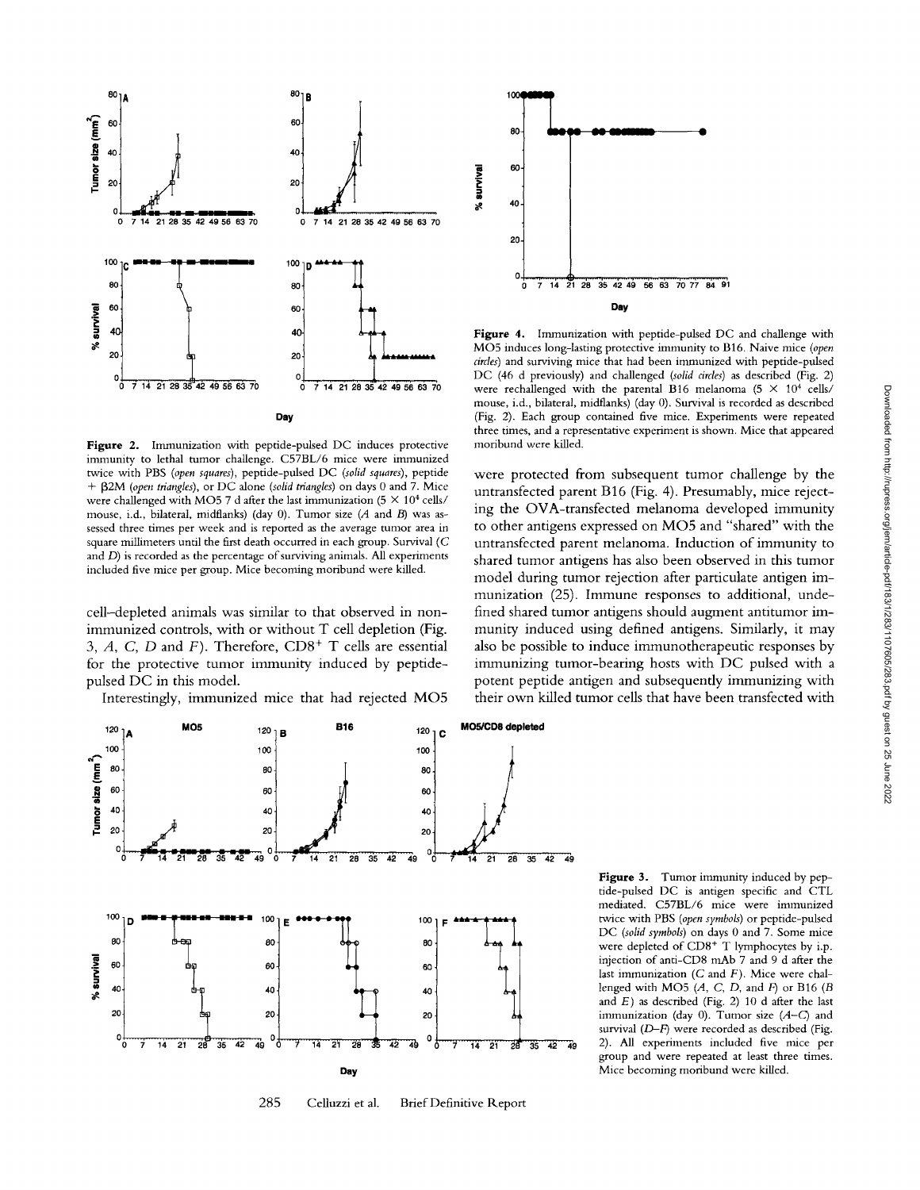**Figure 2.** Immunization with peptide-pulsed DC induces protective immunity to lethal tumor challenge. C57BL/6 mice were immunized twice with PBS (*open squares*), peptide-pulsed DC (*solid squares*), peptide + β2M (*open triangles*), or DC alone (*solid triangles*) on days 0 and 7. Mice were challenged with MO5 7 d after the last immunization ($5 \times 10^4$ cells/mouse, i.d., bilateral, midflanks) (day 0). Tumor size (*A* and *B*) was assessed three times per week and is reported as the average tumor area in square millimeters until the first death occurred in each group. Survival (*C* and *D*) is recorded as the percentage of surviving animals. All experiments included five mice per group. Mice becoming moribund were killed.

**Figure 4.** Immunization with peptide-pulsed DC and challenge with MO5 induces long-lasting protective immunity to B16. Naive mice (*open circles*) and surviving mice that had been immunized with peptide-pulsed DC (46 d previously) and challenged (*solid circles*) as described (Fig. 2) were rechallenged with the parental B16 melanoma ($5 \times 10^4$ cells/mouse, i.d., bilateral, midflanks) (day 0). Survival is recorded as described (Fig. 2). Each group contained five mice. Experiments were repeated three times, and a representative experiment is shown. Mice that appeared moribund were killed.

cell–depleted animals was similar to that observed in nonimmunized controls, with or without T cell depletion (Fig. 3, *A*, *C*, *D* and *F*). Therefore, $CD8^+$ T cells are essential for the protective tumor immunity induced by peptide-pulsed DC in this model.

Interestingly, immunized mice that had rejected MO5 were protected from subsequent tumor challenge by the untransfected parent B16 (Fig. 4). Presumably, mice rejecting the OVA-transfected melanoma developed immunity to other antigens expressed on MO5 and "shared" with the untransfected parent melanoma. Induction of immunity to shared tumor antigens has also been observed in this tumor model during tumor rejection after particulate antigen immunization (25). Immune responses to additional, undefined shared tumor antigens should augment antitumor immunity induced using defined antigens. Similarly, it may also be possible to induce immunotherapeutic responses by immunizing tumor-bearing hosts with DC pulsed with a potent peptide antigen and subsequently immunizing with their own killed tumor cells that have been transfected with

**Figure 3.** Tumor immunity induced by peptide-pulsed DC is antigen specific and CTL mediated. C57BL/6 mice were immunized twice with PBS (*open symbols*) or peptide-pulsed DC (*solid symbols*) on days 0 and 7. Some mice were depleted of $CD8^+$ T lymphocytes by i.p. injection of anti-CD8 mAb 7 and 9 d after the last immunization (*C* and *F*). Mice were challenged with MO5 (*A*, *C*, *D*, and *F*) or B16 (*B* and *E*) as described (Fig. 2) 10 d after the last immunization (day 0). Tumor size (*A–C*) and survival (*D–F*) were recorded as described (Fig. 2). All experiments included five mice per group and were repeated at least three times. Mice becoming moribund were killed.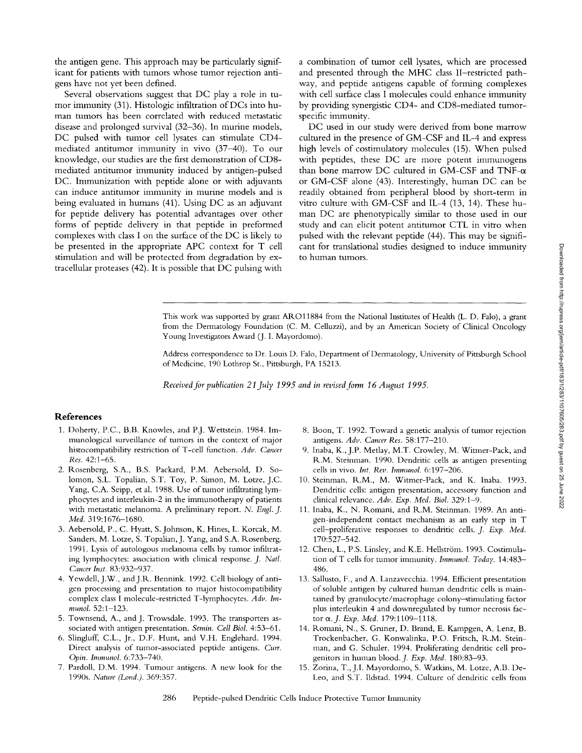the antigen gene. This approach may be particularly significant for patients with tumors whose tumor rejection antigens have not yet been defined.

Several observations suggest that DC play a role in tumor immunity (31). Histologic infiltration of DCs into human tumors has been correlated with reduced metastatic disease and prolonged survival (32–36). In murine models, DC pulsed with tumor cell lysates can stimulate CD4-mediated antitumor immunity in vivo (37–40). To our knowledge, our studies are the first demonstration of CD8-mediated antitumor immunity induced by antigen-pulsed DC. Immunization with peptide alone or with adjuvants can induce antitumor immunity in murine models and is being evaluated in humans (41). Using DC as an adjuvant for peptide delivery has potential advantages over other forms of peptide delivery in that peptide in preformed complexes with class I on the surface of the DC is likely to be presented in the appropriate APC context for T cell stimulation and will be protected from degradation by extracellular proteases (42). It is possible that DC pulsing with a combination of tumor cell lysates, which are processed and presented through the MHC class II–restricted pathway, and peptide antigens capable of forming complexes with cell surface class I molecules could enhance immunity by providing synergistic CD4- and CD8-mediated tumor-specific immunity.

DC used in our study were derived from bone marrow cultured in the presence of GM-CSF and IL-4 and express high levels of costimulatory molecules (15). When pulsed with peptides, these DC are more potent immunogens than bone marrow DC cultured in GM-CSF and TNF-$\alpha$ or GM-CSF alone (43). Interestingly, human DC can be readily obtained from peripheral blood by short-term in vitro culture with GM-CSF and IL-4 (13, 14). These human DC are phenotypically similar to those used in our study and can elicit potent antitumor CTL in vitro when pulsed with the relevant peptide (44). This may be significant for translational studies designed to induce immunity to human tumors.

---

This work was supported by grant AR011884 from the National Institutes of Health (L. D. Falo), a grant from the Dermatology Foundation (C. M. Celluzzi), and by an American Society of Clinical Oncology Young Investigators Award (J. I. Mayordomo).

Address correspondence to Dr. Louis D. Falo, Department of Dermatology, University of Pittsburgh School of Medicine, 190 Lothrop St., Pittsburgh, PA 15213.

*Received for publication 21 July 1995 and in revised form 16 August 1995.*

## References

1. Doherty, P.C., B.B. Knowles, and P.J. Wettstein. 1984. Immunological surveillance of tumors in the context of major histocompatibility restriction of T-cell function. *Adv. Cancer Res.* 42:1–65.
2. Rosenberg, S.A., B.S. Packard, P.M. Aebersold, D. Solomon, S.L. Topalian, S.T. Toy, P. Simon, M. Lotze, J.C. Yang, C.A. Seipp, et al. 1988. Use of tumor infiltrating lymphocytes and interleukin-2 in the immunotherapy of patients with metastatic melanoma. A preliminary report. *N. Engl. J. Med.* 319:1676–1680.
3. Aebersold, P., C. Hyatt, S. Johnson, K. Hines, L. Korcak, M. Sanders, M. Lotze, S. Topalian, J. Yang, and S.A. Rosenberg. 1991. Lysis of autologous melanoma cells by tumor infiltrating lymphocytes: association with clinical response. *J. Natl. Cancer Inst.* 83:932–937.
4. Yewdell, J.W., and J.R. Bennink. 1992. Cell biology of antigen processing and presentation to major histocompatibility complex class I molecule-restricted T-lymphocytes. *Adv. Immunol.* 52:1–123.
5. Townsend, A., and J. Trowsdale. 1993. The transporters associated with antigen presentation. *Semin. Cell Biol.* 4:53–61.
6. Slingluff, C.L., Jr., D.F. Hunt, and V.H. Englehard. 1994. Direct analysis of tumor-associated peptide antigens. *Curr. Opin. Immunol.* 6:733–740.
7. Pardoll, D.M. 1994. Tumour antigens. A new look for the 1990s. *Nature (Lond.).* 369:357.
8. Boon, T. 1992. Toward a genetic analysis of tumor rejection antigens. *Adv. Cancer Res.* 58:177–210.
9. Inaba, K., J.P. Metlay, M.T. Crowley, M. Witmer-Pack, and R.M. Steinman. 1990. Dendritic cells as antigen presenting cells in vivo. *Int. Rev. Immunol.* 6:197–206.
10. Steinman, R.M., M. Witmer-Pack, and K. Inaba. 1993. Dendritic cells: antigen presentation, accessory function and clinical relevance. *Adv. Exp. Med. Biol.* 329:1–9.
11. Inaba, K., N. Romani, and R.M. Steinman. 1989. An antigen-independent contact mechanism as an early step in T cell–proliferative responses to dendritic cells. *J. Exp. Med.* 170:527–542.
12. Chen, L., P.S. Linsley, and K.E. Hellström. 1993. Costimulation of T cells for tumor immunity. *Immunol. Today.* 14:483–486.
13. Sallusto, F., and A. Lanzavecchia. 1994. Efficient presentation of soluble antigen by cultured human dendritic cells is maintained by granulocyte/macrophage colony–stimulating factor plus interleukin 4 and downregulated by tumor necrosis factor $\alpha$. *J. Exp. Med.* 179:1109–1118.
14. Romani, N., S. Gruner, D. Brand, E. Kampgen, A. Lenz, B. Trockenbacher, G. Konwalinka, P.O. Fritsch, R.M. Steinman, and G. Schuler. 1994. Proliferating dendritic cell progenitors in human blood. *J. Exp. Med.* 180:83–93.
15. Zorina, T., J.I. Mayordomo, S. Watkins, M. Lotze, A.B. DeLeo, and S.T. Ildstad. 1994. Culture of dendritic cells from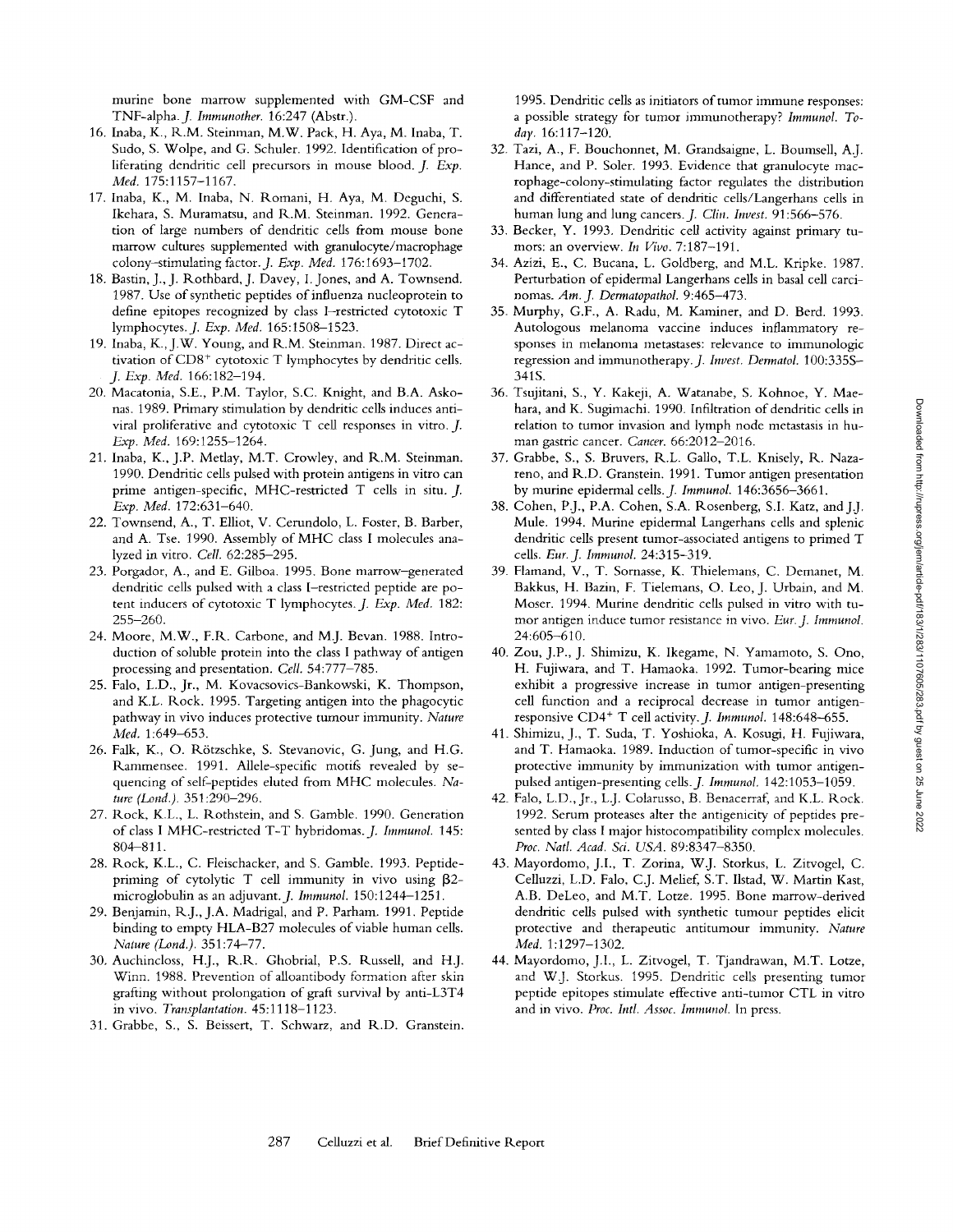murine bone marrow supplemented with GM-CSF and TNF-alpha. *J. Immunother.* 16:247 (Abstr.).

16. Inaba, K., R.M. Steinman, M.W. Pack, H. Aya, M. Inaba, T. Sudo, S. Wolpe, and G. Schuler. 1992. Identification of proliferating dendritic cell precursors in mouse blood. *J. Exp. Med.* 175:1157–1167.
17. Inaba, K., M. Inaba, N. Romani, H. Aya, M. Deguchi, S. Ikehara, S. Muramatsu, and R.M. Steinman. 1992. Generation of large numbers of dendritic cells from mouse bone marrow cultures supplemented with granulocyte/macrophage colony-stimulating factor. *J. Exp. Med.* 176:1693–1702.
18. Bastin, J., J. Rothbard, J. Davey, I. Jones, and A. Townsend. 1987. Use of synthetic peptides of influenza nucleoprotein to define epitopes recognized by class I–restricted cytotoxic T lymphocytes. *J. Exp. Med.* 165:1508–1523.
19. Inaba, K., J.W. Young, and R.M. Steinman. 1987. Direct activation of CD8⁺ cytotoxic T lymphocytes by dendritic cells. *J. Exp. Med.* 166:182–194.
20. Macatonia, S.E., P.M. Taylor, S.C. Knight, and B.A. Askonas. 1989. Primary stimulation by dendritic cells induces antiviral proliferative and cytotoxic T cell responses in vitro. *J. Exp. Med.* 169:1255–1264.
21. Inaba, K., J.P. Metlay, M.T. Crowley, and R.M. Steinman. 1990. Dendritic cells pulsed with protein antigens in vitro can prime antigen-specific, MHC-restricted T cells in situ. *J. Exp. Med.* 172:631–640.
22. Townsend, A., T. Elliot, V. Cerundolo, L. Foster, B. Barber, and A. Tse. 1990. Assembly of MHC class I molecules analyzed in vitro. *Cell.* 62:285–295.
23. Porgador, A., and E. Gilboa. 1995. Bone marrow–generated dendritic cells pulsed with a class I–restricted peptide are potent inducers of cytotoxic T lymphocytes. *J. Exp. Med.* 182: 255–260.
24. Moore, M.W., F.R. Carbone, and M.J. Bevan. 1988. Introduction of soluble protein into the class I pathway of antigen processing and presentation. *Cell.* 54:777–785.
25. Falo, L.D., Jr., M. Kovacsovics-Bankowski, K. Thompson, and K.L. Rock. 1995. Targeting antigen into the phagocytic pathway in vivo induces protective tumour immunity. *Nature Med.* 1:649–653.
26. Falk, K., O. Rötzschke, S. Stevanovic, G. Jung, and H.G. Rammensee. 1991. Allele-specific motifs revealed by sequencing of self-peptides eluted from MHC molecules. *Nature (Lond.).* 351:290–296.
27. Rock, K.L., L. Rothstein, and S. Gamble. 1990. Generation of class I MHC-restricted T-T hybridomas. *J. Immunol.* 145: 804–811.
28. Rock, K.L., C. Fleischacker, and S. Gamble. 1993. Peptide-priming of cytolytic T cell immunity in vivo using β2-microglobulin as an adjuvant. *J. Immunol.* 150:1244–1251.
29. Benjamin, R.J., J.A. Madrigal, and P. Parham. 1991. Peptide binding to empty HLA-B27 molecules of viable human cells. *Nature (Lond.).* 351:74–77.
30. Auchincloss, H.J., R.R. Ghobrial, P.S. Russell, and H.J. Winn. 1988. Prevention of alloantibody formation after skin grafting without prolongation of graft survival by anti-L3T4 in vivo. *Transplantation.* 45:1118–1123.
31. Grabbe, S., S. Beissert, T. Schwarz, and R.D. Granstein. 1995. Dendritic cells as initiators of tumor immune responses: a possible strategy for tumor immunotherapy? *Immunol. Today.* 16:117–120.
32. Tazi, A., F. Bouchonnet, M. Grandsaigne, L. Boumsell, A.J. Hance, and P. Soler. 1993. Evidence that granulocyte macrophage-colony-stimulating factor regulates the distribution and differentiated state of dendritic cells/Langerhans cells in human lung and lung cancers. *J. Clin. Invest.* 91:566–576.
33. Becker, Y. 1993. Dendritic cell activity against primary tumors: an overview. *In Vivo.* 7:187–191.
34. Azizi, E., C. Bucana, L. Goldberg, and M.L. Kripke. 1987. Perturbation of epidermal Langerhans cells in basal cell carcinomas. *Am. J. Dermatopathol.* 9:465–473.
35. Murphy, G.F., A. Radu, M. Kaminer, and D. Berd. 1993. Autologous melanoma vaccine induces inflammatory responses in melanoma metastases: relevance to immunologic regression and immunotherapy. *J. Invest. Dermatol.* 100:335S–341S.
36. Tsujitani, S., Y. Kakeji, A. Watanabe, S. Kohnoe, Y. Maehara, and K. Sugimachi. 1990. Infiltration of dendritic cells in relation to tumor invasion and lymph node metastasis in human gastric cancer. *Cancer.* 66:2012–2016.
37. Grabbe, S., S. Bruvers, R.L. Gallo, T.L. Knisely, R. Nazareno, and R.D. Granstein. 1991. Tumor antigen presentation by murine epidermal cells. *J. Immunol.* 146:3656–3661.
38. Cohen, P.J., P.A. Cohen, S.A. Rosenberg, S.I. Katz, and J.J. Mule. 1994. Murine epidermal Langerhans cells and splenic dendritic cells present tumor-associated antigens to primed T cells. *Eur. J. Immunol.* 24:315–319.
39. Flamand, V., T. Sornasse, K. Thielemans, C. Demanet, M. Bakkus, H. Bazin, F. Tielemans, O. Leo, J. Urbain, and M. Moser. 1994. Murine dendritic cells pulsed in vitro with tumor antigen induce tumor resistance in vivo. *Eur. J. Immunol.* 24:605–610.
40. Zou, J.P., J. Shimizu, K. Ikegame, N. Yamamoto, S. Ono, H. Fujiwara, and T. Hamaoka. 1992. Tumor-bearing mice exhibit a progressive increase in tumor antigen-presenting cell function and a reciprocal decrease in tumor antigen-responsive CD4⁺ T cell activity. *J. Immunol.* 148:648–655.
41. Shimizu, J., T. Suda, T. Yoshioka, A. Kosugi, H. Fujiwara, and T. Hamaoka. 1989. Induction of tumor-specific in vivo protective immunity by immunization with tumor antigen-pulsed antigen-presenting cells. *J. Immunol.* 142:1053–1059.
42. Falo, L.D., Jr., L.J. Colarusso, B. Benacerraf, and K.L. Rock. 1992. Serum proteases alter the antigenicity of peptides presented by class I major histocompatibility complex molecules. *Proc. Natl. Acad. Sci. USA.* 89:8347–8350.
43. Mayordomo, J.I., T. Zorina, W.J. Storkus, L. Zitvogel, C. Celluzzi, L.D. Falo, C.J. Melief, S.T. Ilstad, W. Martin Kast, A.B. DeLeo, and M.T. Lotze. 1995. Bone marrow-derived dendritic cells pulsed with synthetic tumour peptides elicit protective and therapeutic antitumour immunity. *Nature Med.* 1:1297–1302.
44. Mayordomo, J.I., L. Zitvogel, T. Tjandrawan, M.T. Lotze, and W.J. Storkus. 1995. Dendritic cells presenting tumor peptide epitopes stimulate effective anti-tumor CTL in vitro and in vivo. *Proc. Intl. Assoc. Immunol.* In press.